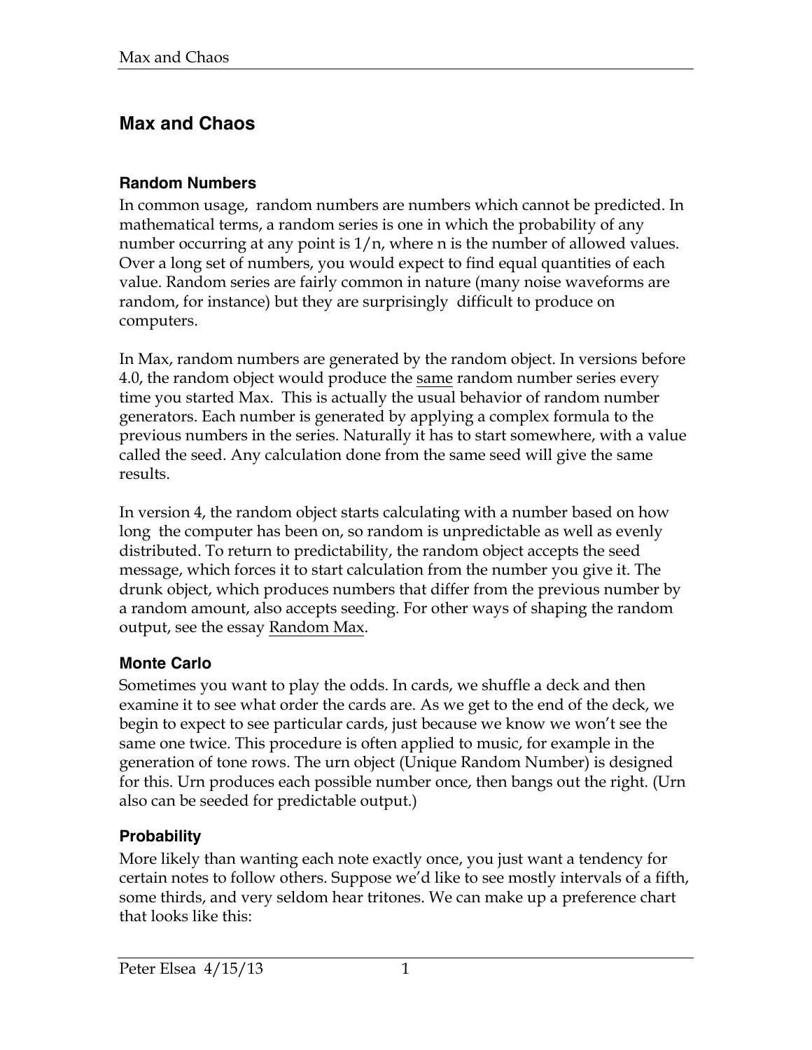# Max and Chaos

## Random Numbers

In common usage, random numbers are numbers which cannot be predicted. In mathematical terms, a random series is one in which the probability of any number occurring at any point is $1/n$, where n is the number of allowed values. Over a long set of numbers, you would expect to find equal quantities of each value. Random series are fairly common in nature (many noise waveforms are random, for instance) but they are surprisingly difficult to produce on computers.

In Max, random numbers are generated by the random object. In versions before 4.0, the random object would produce the <u>same</u> random number series every time you started Max. This is actually the usual behavior of random number generators. Each number is generated by applying a complex formula to the previous numbers in the series. Naturally it has to start somewhere, with a value called the seed. Any calculation done from the same seed will give the same results.

In version 4, the random object starts calculating with a number based on how long the computer has been on, so random is unpredictable as well as evenly distributed. To return to predictability, the random object accepts the seed message, which forces it to start calculation from the number you give it. The drunk object, which produces numbers that differ from the previous number by a random amount, also accepts seeding. For other ways of shaping the random output, see the essay <u>Random Max</u>.

## Monte Carlo

Sometimes you want to play the odds. In cards, we shuffle a deck and then examine it to see what order the cards are. As we get to the end of the deck, we begin to expect to see particular cards, just because we know we won't see the same one twice. This procedure is often applied to music, for example in the generation of tone rows. The urn object (Unique Random Number) is designed for this. Urn produces each possible number once, then bangs out the right. (Urn also can be seeded for predictable output.)

## Probability

More likely than wanting each note exactly once, you just want a tendency for certain notes to follow others. Suppose we'd like to see mostly intervals of a fifth, some thirds, and very seldom hear tritones. We can make up a preference chart that looks like this: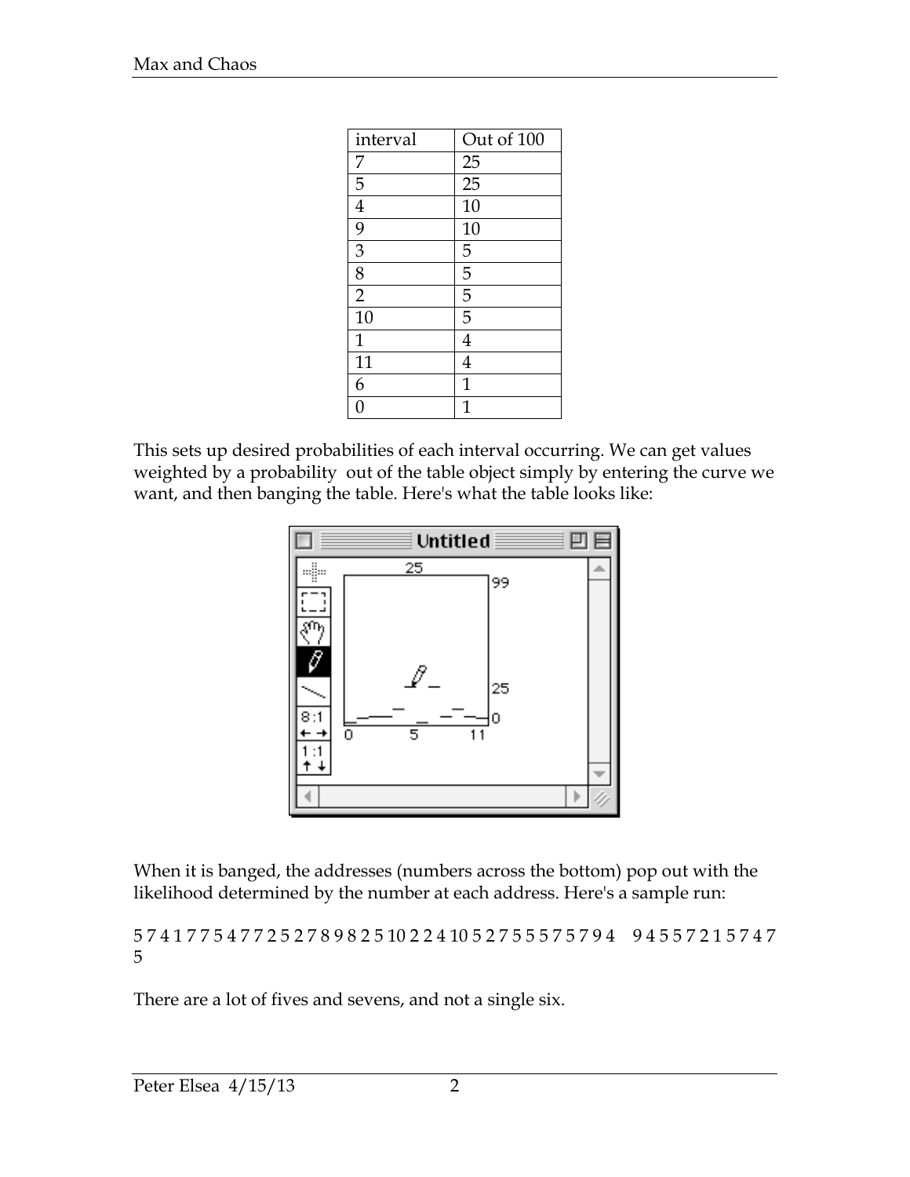| interval | Out of 100 |
|---|---|
| 7 | 25 |
| 5 | 25 |
| 4 | 10 |
| 9 | 10 |
| 3 | 5 |
| 8 | 5 |
| 2 | 5 |
| 10 | 5 |
| 1 | 4 |
| 11 | 4 |
| 6 | 1 |
| 0 | 1 |

This sets up desired probabilities of each interval occurring. We can get values weighted by a probability out of the table object simply by entering the curve we want, and then banging the table. Here's what the table looks like:

When it is banged, the addresses (numbers across the bottom) pop out with the likelihood determined by the number at each address. Here's a sample run:

5 7 4 1 7 7 5 4 7 7 2 5 2 7 8 9 8 2 5 10 2 2 4 10 5 2 7 5 5 5 7 5 7 9 4 9 4 5 5 7 2 1 5 7 4 7 5

There are a lot of fives and sevens, and not a single six.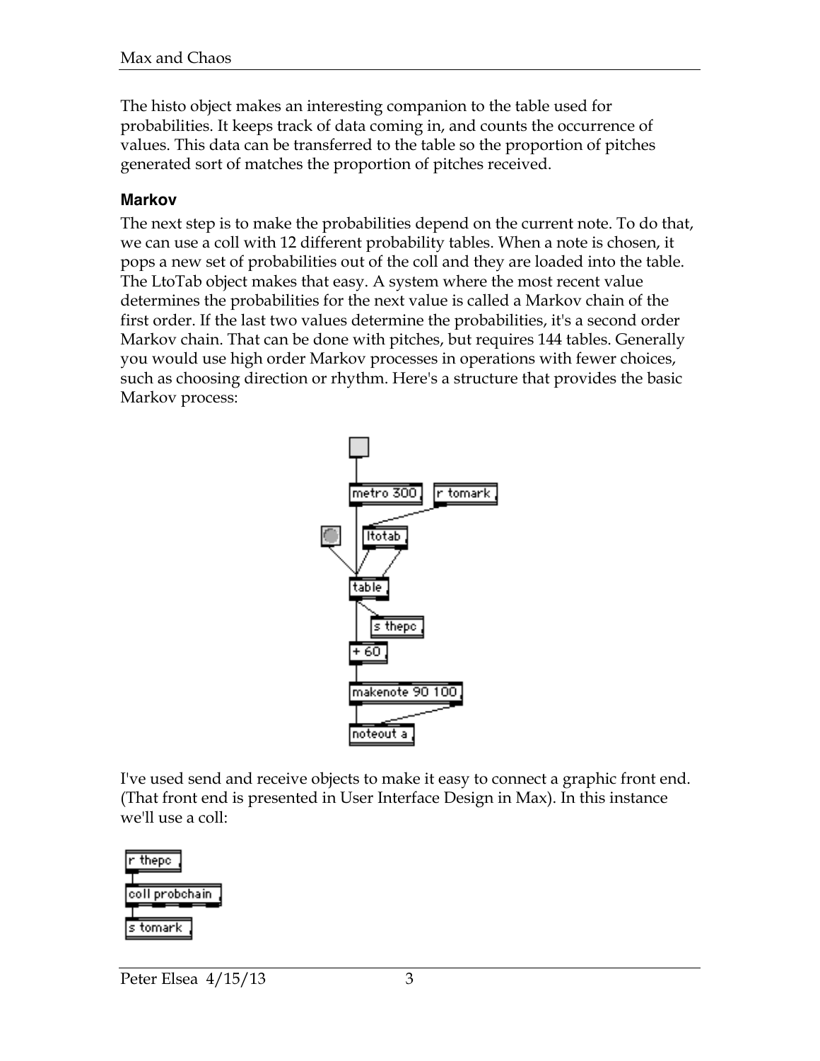The histo object makes an interesting companion to the table used for probabilities. It keeps track of data coming in, and counts the occurrence of values. This data can be transferred to the table so the proportion of pitches generated sort of matches the proportion of pitches received.

### Markov

The next step is to make the probabilities depend on the current note. To do that, we can use a coll with 12 different probability tables. When a note is chosen, it pops a new set of probabilities out of the coll and they are loaded into the table. The LtoTab object makes that easy. A system where the most recent value determines the probabilities for the next value is called a Markov chain of the first order. If the last two values determine the probabilities, it's a second order Markov chain. That can be done with pitches, but requires 144 tables. Generally you would use high order Markov processes in operations with fewer choices, such as choosing direction or rhythm. Here's a structure that provides the basic Markov process:

I've used send and receive objects to make it easy to connect a graphic front end. (That front end is presented in User Interface Design in Max). In this instance we'll use a coll: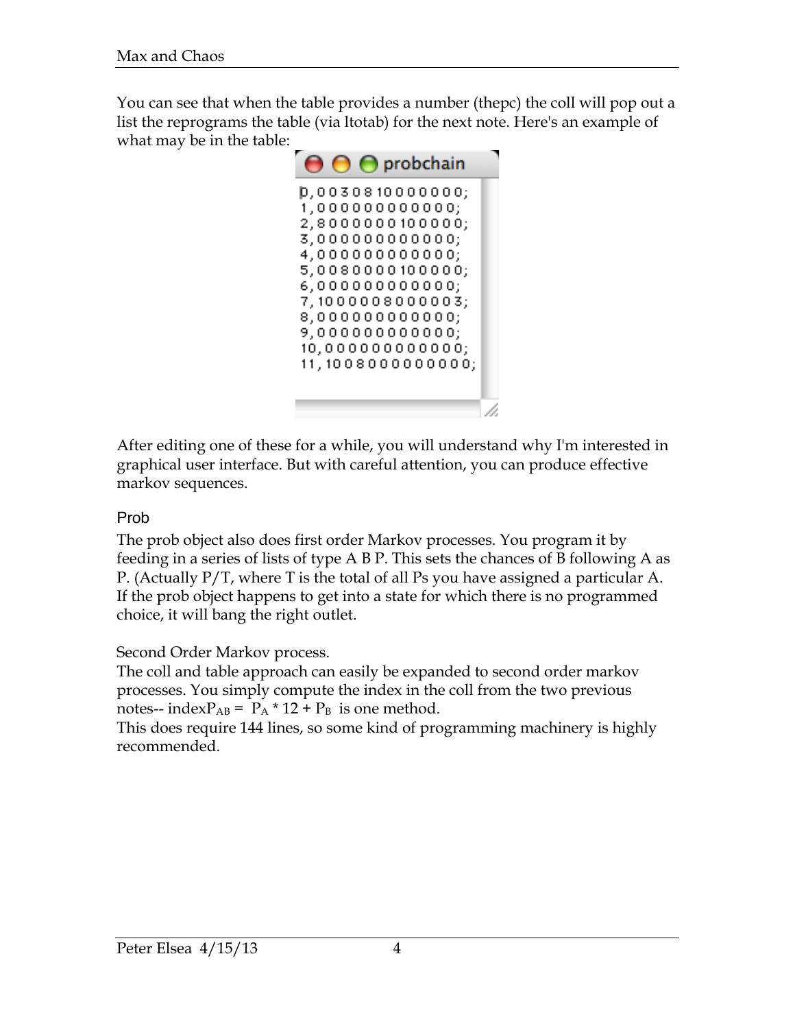You can see that when the table provides a number (thepc) the coll will pop out a list the reprograms the table (via ltotab) for the next note. Here's an example of what may be in the table:

```
probchain

0, 0 0 3 0 8 1 0 0 0 0 0 0 0;
1, 0 0 0 0 0 0 0 0 0 0 0 0;
2, 8 0 0 0 0 0 0 1 0 0 0 0 0;
3, 0 0 0 0 0 0 0 0 0 0 0 0;
4, 0 0 0 0 0 0 0 0 0 0 0 0;
5, 0 0 8 0 0 0 0 1 0 0 0 0 0;
6, 0 0 0 0 0 0 0 0 0 0 0 0;
7, 1 0 0 0 0 0 8 0 0 0 0 0 3;
8, 0 0 0 0 0 0 0 0 0 0 0 0;
9, 0 0 0 0 0 0 0 0 0 0 0 0;
10, 0 0 0 0 0 0 0 0 0 0 0 0;
11, 1 0 0 8 0 0 0 0 0 0 0 0 0;
```

After editing one of these for a while, you will understand why I'm interested in graphical user interface. But with careful attention, you can produce effective markov sequences.

### Prob

The prob object also does first order Markov processes. You program it by feeding in a series of lists of type A B P. This sets the chances of B following A as P. (Actually P/T, where T is the total of all Ps you have assigned a particular A. If the prob object happens to get into a state for which there is no programmed choice, it will bang the right outlet.

Second Order Markov process.
The coll and table approach can easily be expanded to second order markov processes. You simply compute the index in the coll from the two previous notes-- $\text{index}P_{AB} = P_A * 12 + P_B$ is one method.
This does require 144 lines, so some kind of programming machinery is highly recommended.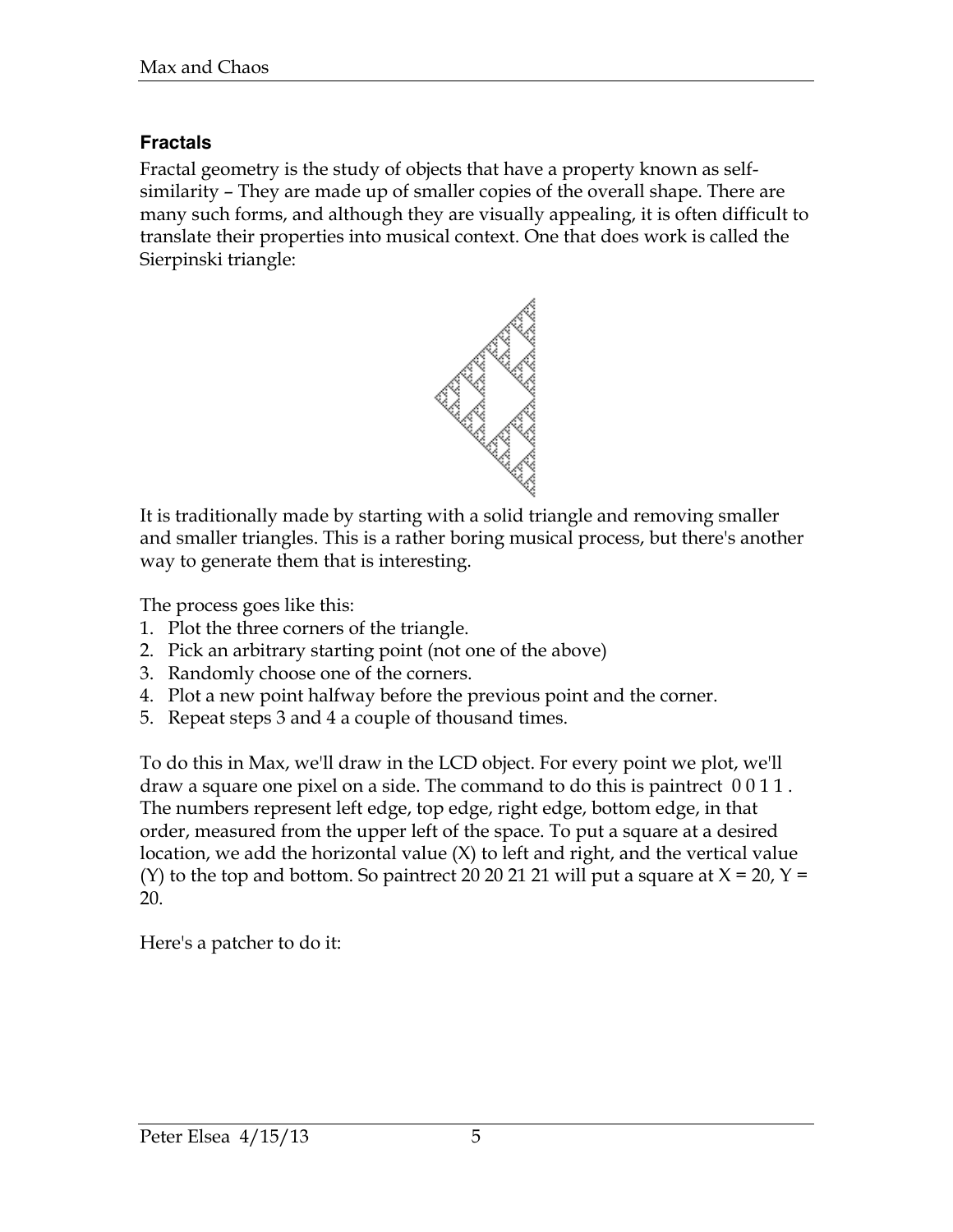### Fractals

Fractal geometry is the study of objects that have a property known as self-similarity – They are made up of smaller copies of the overall shape. There are many such forms, and although they are visually appealing, it is often difficult to translate their properties into musical context. One that does work is called the Sierpinski triangle:

It is traditionally made by starting with a solid triangle and removing smaller and smaller triangles. This is a rather boring musical process, but there's another way to generate them that is interesting.

The process goes like this:

1. Plot the three corners of the triangle.
2. Pick an arbitrary starting point (not one of the above)
3. Randomly choose one of the corners.
4. Plot a new point halfway before the previous point and the corner.
5. Repeat steps 3 and 4 a couple of thousand times.

To do this in Max, we'll draw in the LCD object. For every point we plot, we'll draw a square one pixel on a side. The command to do this is paintrect 0 0 1 1 . The numbers represent left edge, top edge, right edge, bottom edge, in that order, measured from the upper left of the space. To put a square at a desired location, we add the horizontal value (X) to left and right, and the vertical value (Y) to the top and bottom. So paintrect 20 20 21 21 will put a square at X = 20, Y = 20.

Here's a patcher to do it: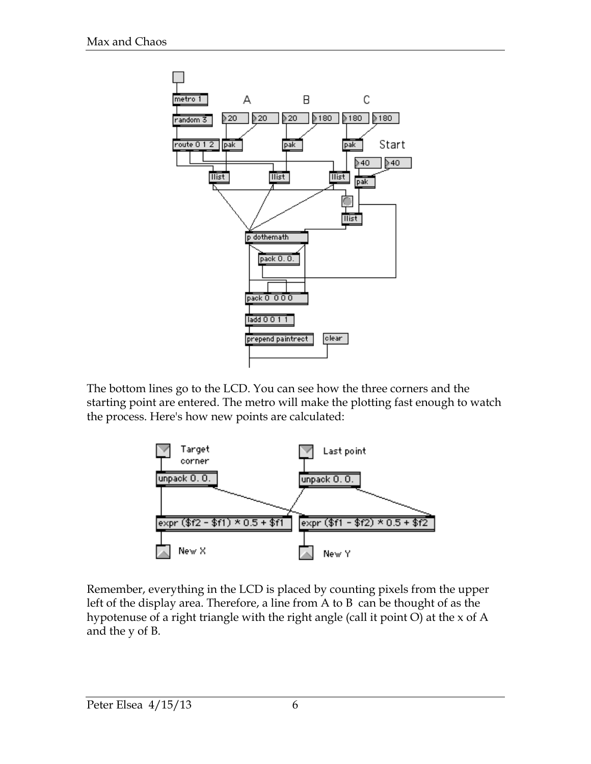The bottom lines go to the LCD. You can see how the three corners and the starting point are entered. The metro will make the plotting fast enough to watch the process. Here's how new points are calculated:

Remember, everything in the LCD is placed by counting pixels from the upper left of the display area. Therefore, a line from A to B can be thought of as the hypotenuse of a right triangle with the right angle (call it point O) at the x of A and the y of B.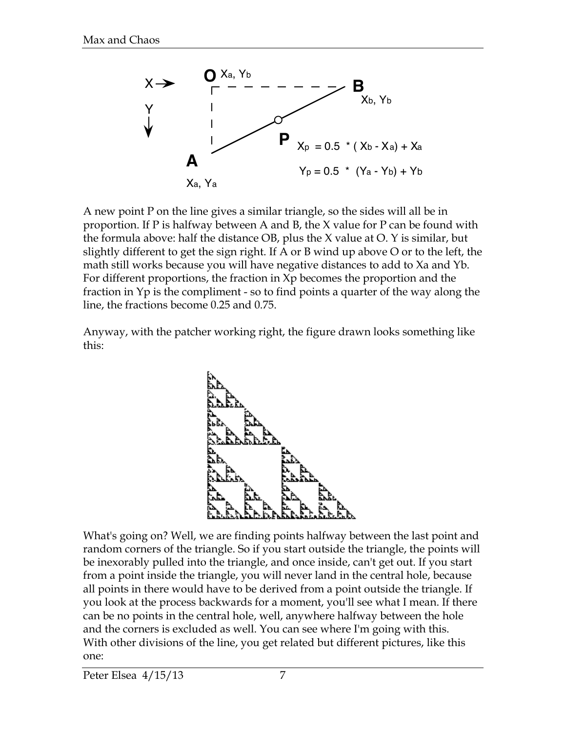$$X_p = 0.5 * (X_b - X_a) + X_a$$

$$Y_p = 0.5 * (Y_a - Y_b) + Y_b$$

A new point P on the line gives a similar triangle, so the sides will all be in proportion. If P is halfway between A and B, the X value for P can be found with the formula above: half the distance OB, plus the X value at O. Y is similar, but slightly different to get the sign right. If A or B wind up above O or to the left, the math still works because you will have negative distances to add to Xa and Yb. For different proportions, the fraction in Xp becomes the proportion and the fraction in Yp is the compliment - so to find points a quarter of the way along the line, the fractions become 0.25 and 0.75.

Anyway, with the patcher working right, the figure drawn looks something like this:

What's going on? Well, we are finding points halfway between the last point and random corners of the triangle. So if you start outside the triangle, the points will be inexorably pulled into the triangle, and once inside, can't get out. If you start from a point inside the triangle, you will never land in the central hole, because all points in there would have to be derived from a point outside the triangle. If you look at the process backwards for a moment, you'll see what I mean. If there can be no points in the central hole, well, anywhere halfway between the hole and the corners is excluded as well. You can see where I'm going with this. With other divisions of the line, you get related but different pictures, like this one: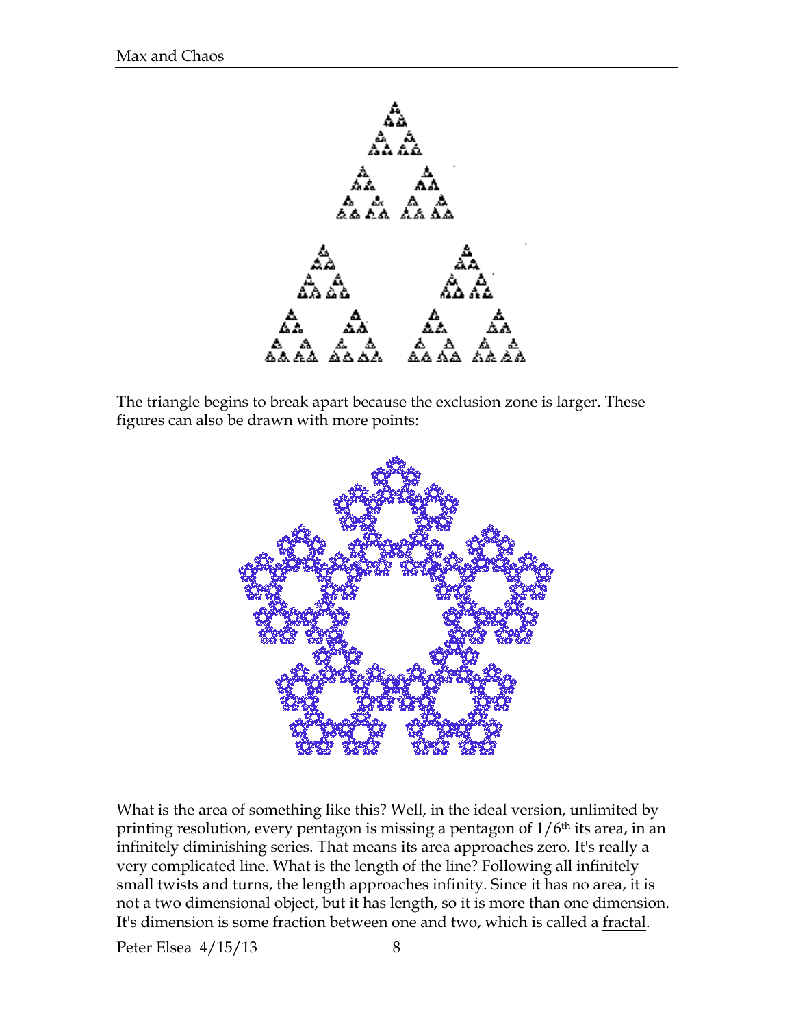The triangle begins to break apart because the exclusion zone is larger. These figures can also be drawn with more points:

What is the area of something like this? Well, in the ideal version, unlimited by printing resolution, every pentagon is missing a pentagon of 1/6th its area, in an infinitely diminishing series. That means its area approaches zero. It's really a very complicated line. What is the length of the line? Following all infinitely small twists and turns, the length approaches infinity. Since it has no area, it is not a two dimensional object, but it has length, so it is more than one dimension. It's dimension is some fraction between one and two, which is called a fractal.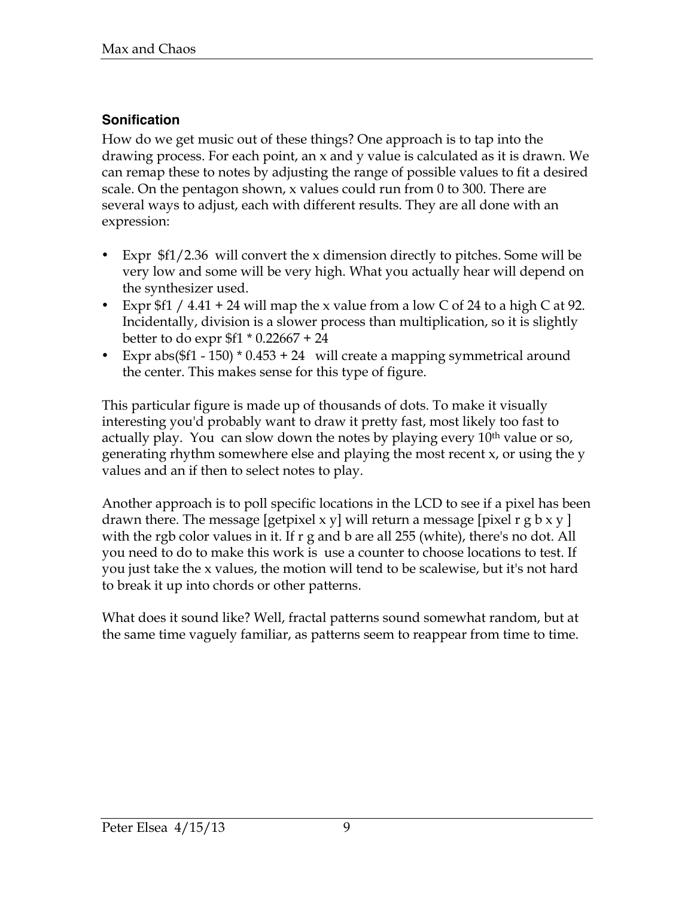### Sonification

How do we get music out of these things? One approach is to tap into the drawing process. For each point, an x and y value is calculated as it is drawn. We can remap these to notes by adjusting the range of possible values to fit a desired scale. On the pentagon shown, x values could run from 0 to 300. There are several ways to adjust, each with different results. They are all done with an expression:

- Expr  $f1/2.36  will convert the x dimension directly to pitches. Some will be very low and some will be very high. What you actually hear will depend on the synthesizer used.
- Expr $f1 / 4.41 + 24 will map the x value from a low C of 24 to a high C at 92. Incidentally, division is a slower process than multiplication, so it is slightly better to do expr $f1 * 0.22667 + 24
- Expr abs($f1 - 150) * 0.453 + 24   will create a mapping symmetrical around the center. This makes sense for this type of figure.

This particular figure is made up of thousands of dots. To make it visually interesting you'd probably want to draw it pretty fast, most likely too fast to actually play.  You  can slow down the notes by playing every 10th value or so, generating rhythm somewhere else and playing the most recent x, or using the y values and an if then to select notes to play.

Another approach is to poll specific locations in the LCD to see if a pixel has been drawn there. The message [getpixel x y] will return a message [pixel r g b x y ] with the rgb color values in it. If r g and b are all 255 (white), there's no dot. All you need to do to make this work is  use a counter to choose locations to test. If you just take the x values, the motion will tend to be scalewise, but it's not hard to break it up into chords or other patterns.

What does it sound like? Well, fractal patterns sound somewhat random, but at the same time vaguely familiar, as patterns seem to reappear from time to time.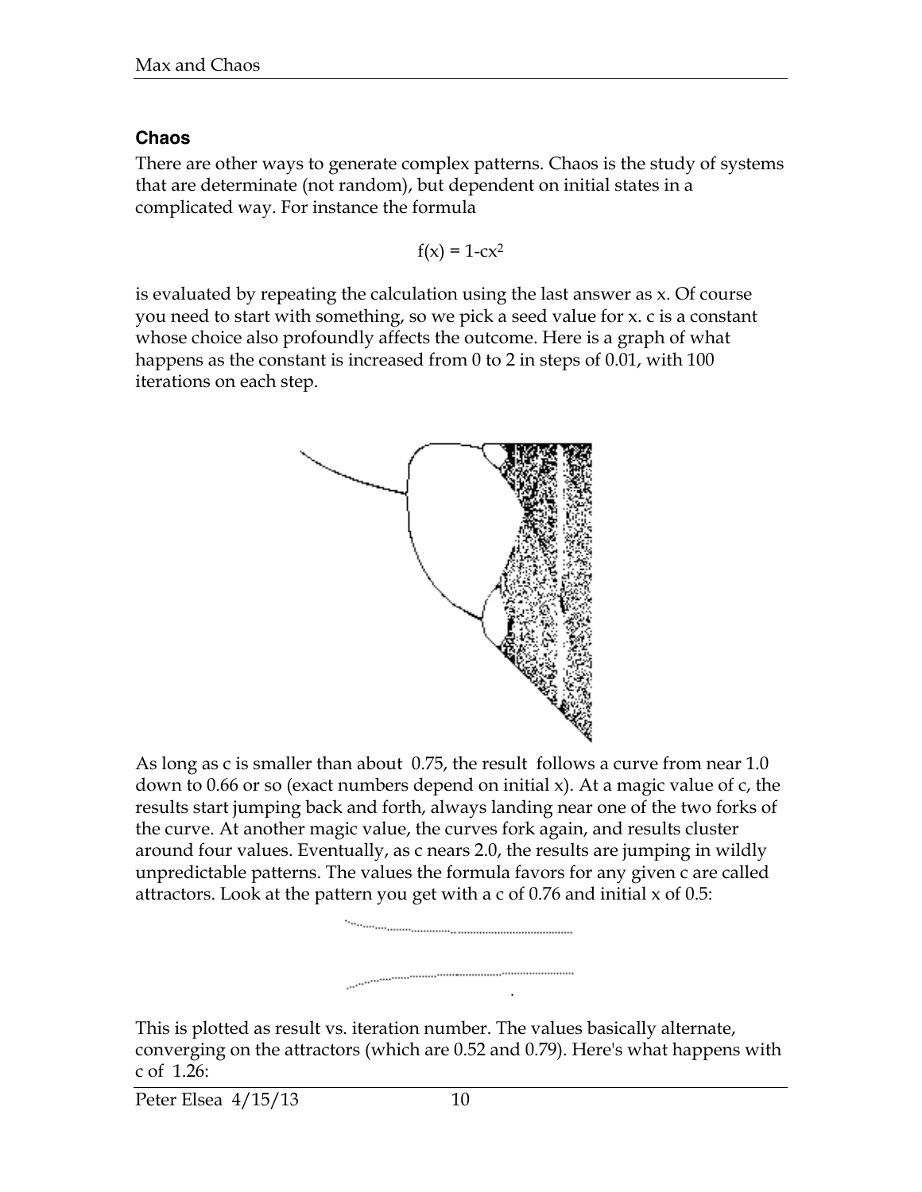### Chaos

There are other ways to generate complex patterns. Chaos is the study of systems that are determinate (not random), but dependent on initial states in a complicated way. For instance the formula

$$f(x) = 1 - cx^2$$

is evaluated by repeating the calculation using the last answer as x. Of course you need to start with something, so we pick a seed value for x. c is a constant whose choice also profoundly affects the outcome. Here is a graph of what happens as the constant is increased from 0 to 2 in steps of 0.01, with 100 iterations on each step.

As long as c is smaller than about 0.75, the result follows a curve from near 1.0 down to 0.66 or so (exact numbers depend on initial x). At a magic value of c, the results start jumping back and forth, always landing near one of the two forks of the curve. At another magic value, the curves fork again, and results cluster around four values. Eventually, as c nears 2.0, the results are jumping in wildly unpredictable patterns. The values the formula favors for any given c are called attractors. Look at the pattern you get with a c of 0.76 and initial x of 0.5:

This is plotted as result vs. iteration number. The values basically alternate, converging on the attractors (which are 0.52 and 0.79). Here's what happens with c of 1.26: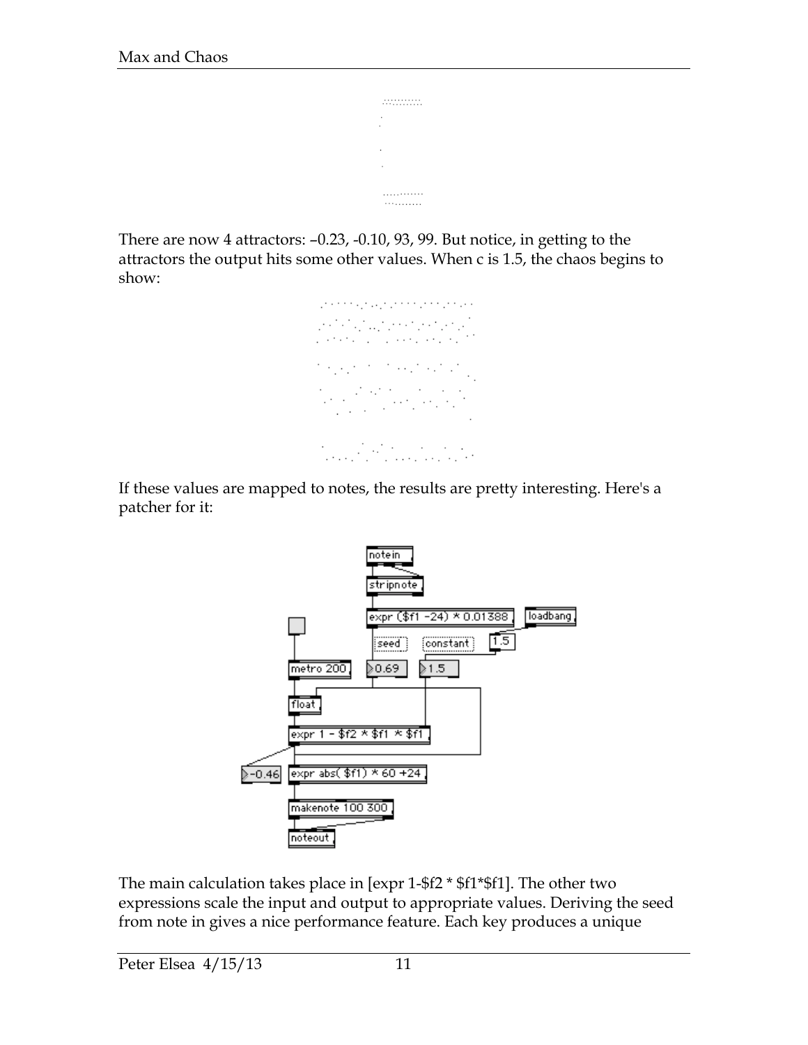There are now 4 attractors: –0.23, -0.10, 93, 99. But notice, in getting to the attractors the output hits some other values. When c is 1.5, the chaos begins to show:

If these values are mapped to notes, the results are pretty interesting. Here's a patcher for it:

The main calculation takes place in [expr 1-$f2 * $f1*$f1]. The other two expressions scale the input and output to appropriate values. Deriving the seed from note in gives a nice performance feature. Each key produces a unique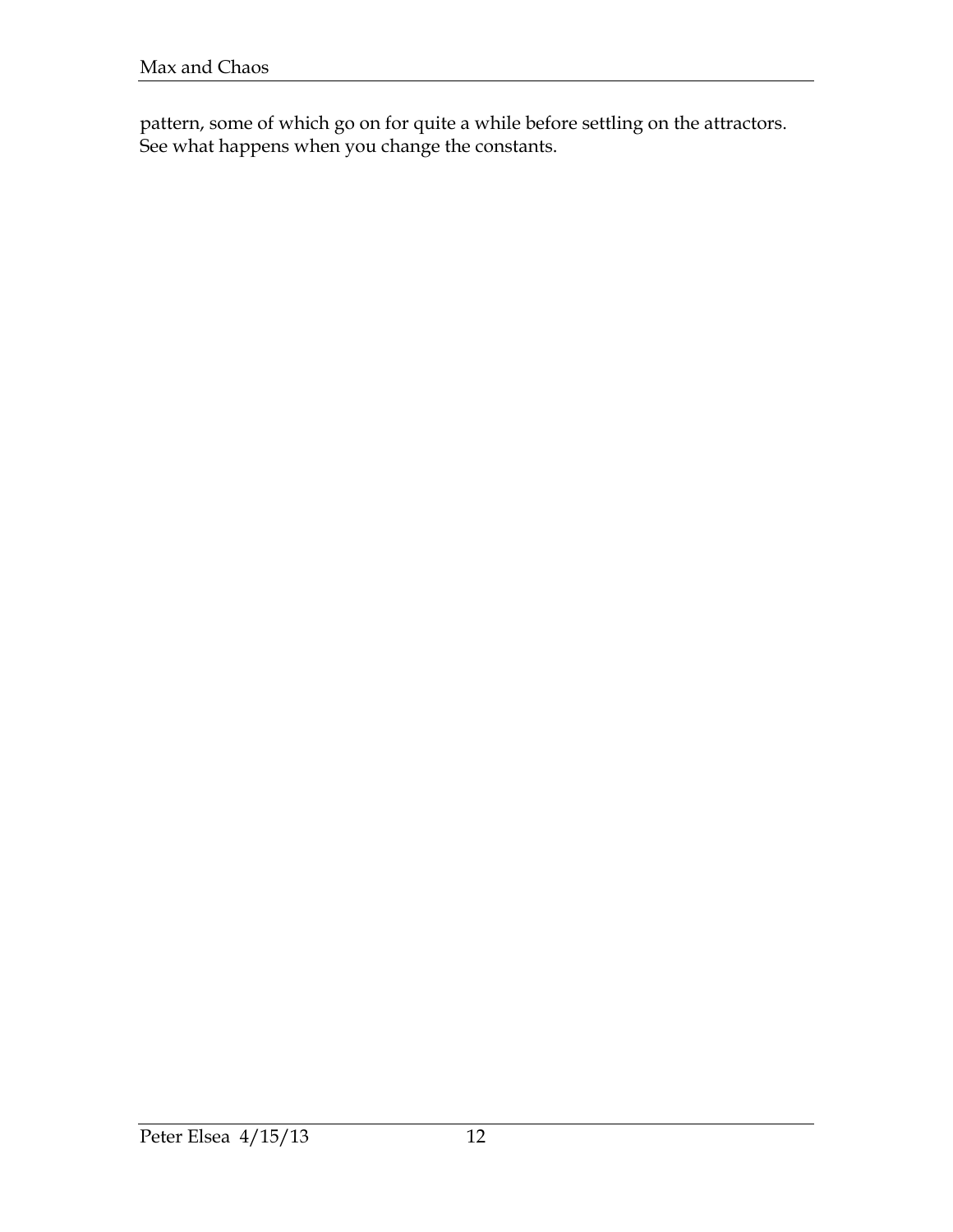pattern, some of which go on for quite a while before settling on the attractors. See what happens when you change the constants.